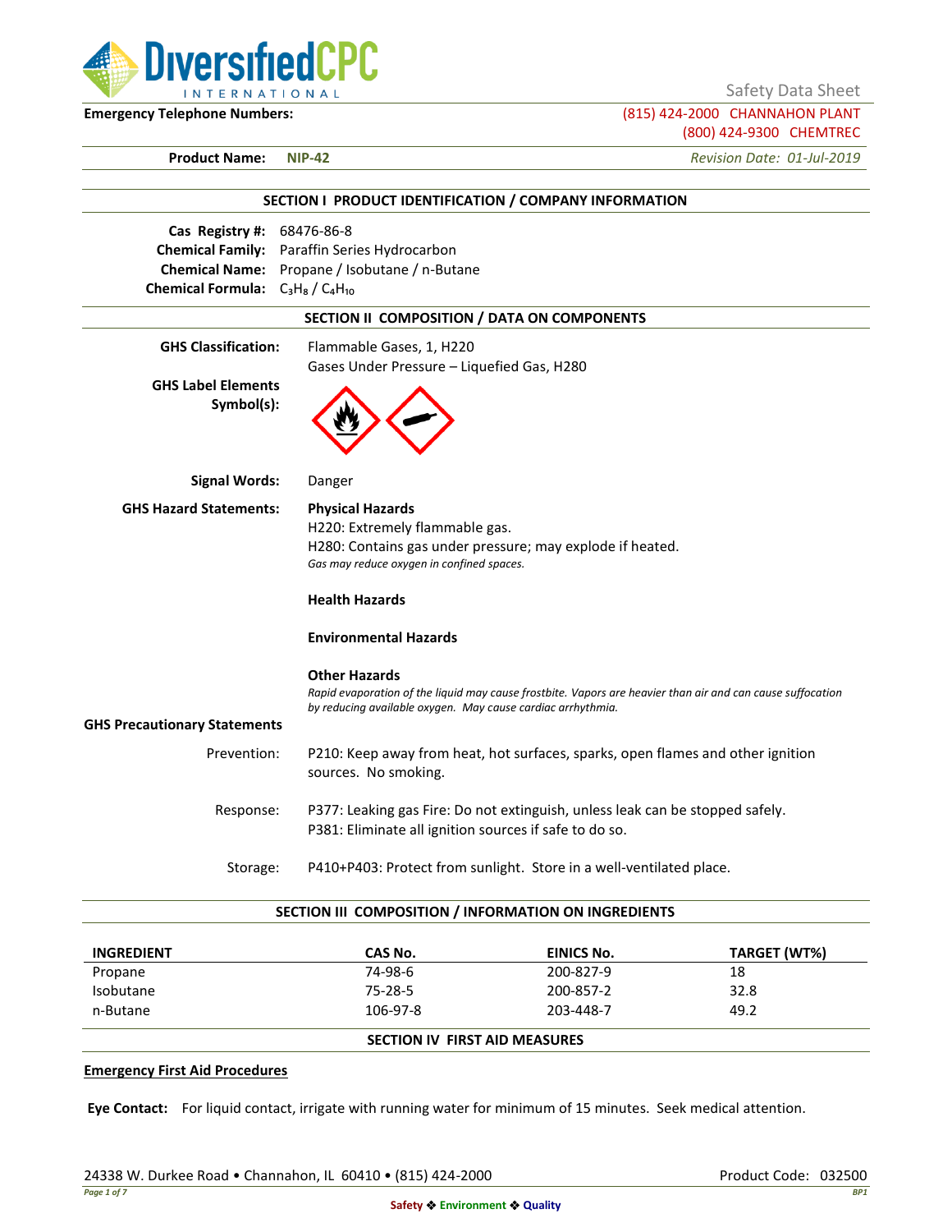Safety Data Sheet

**Emergency Telephone Numbers:** (815) 424-2000 CHANNAHON PLANT
(800) 424-9300 CHEMTREC

**Product Name:** **NIP-42** *Revision Date: 01-Jul-2019*

## SECTION I PRODUCT IDENTIFICATION / COMPANY INFORMATION

**Cas Registry #:** 68476-86-8
**Chemical Family:** Paraffin Series Hydrocarbon
**Chemical Name:** Propane / Isobutane / n-Butane
**Chemical Formula:** $C_3H_8$ / $C_4H_{10}$

## SECTION II COMPOSITION / DATA ON COMPONENTS

**GHS Classification:** Flammable Gases, 1, H220
Gases Under Pressure – Liquefied Gas, H280

**GHS Label Elements Symbol(s):**

**Signal Words:** Danger

**GHS Hazard Statements:**

**Physical Hazards**
H220: Extremely flammable gas.
H280: Contains gas under pressure; may explode if heated.
*Gas may reduce oxygen in confined spaces.*

**Health Hazards**

**Environmental Hazards**

**Other Hazards**
*Rapid evaporation of the liquid may cause frostbite. Vapors are heavier than air and can cause suffocation by reducing available oxygen. May cause cardiac arrhythmia.*

**GHS Precautionary Statements**

Prevention: P210: Keep away from heat, hot surfaces, sparks, open flames and other ignition sources. No smoking.

Response: P377: Leaking gas Fire: Do not extinguish, unless leak can be stopped safely.
P381: Eliminate all ignition sources if safe to do so.

Storage: P410+P403: Protect from sunlight. Store in a well-ventilated place.

## SECTION III COMPOSITION / INFORMATION ON INGREDIENTS

| INGREDIENT | CAS No. | EINICS No. | TARGET (WT%) |
|---|---|---|---|
| Propane | 74-98-6 | 200-827-9 | 18 |
| Isobutane | 75-28-5 | 200-857-2 | 32.8 |
| n-Butane | 106-97-8 | 203-448-7 | 49.2 |

## SECTION IV FIRST AID MEASURES

**Emergency First Aid Procedures**

**Eye Contact:** For liquid contact, irrigate with running water for minimum of 15 minutes. Seek medical attention.

24338 W. Durkee Road • Channahon, IL 60410 • (815) 424-2000 Product Code: 032500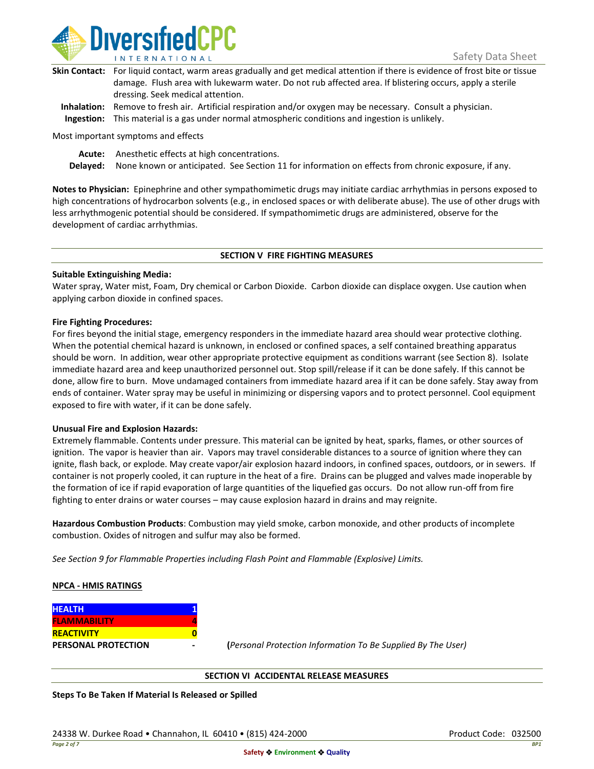**Skin Contact:** For liquid contact, warm areas gradually and get medical attention if there is evidence of frost bite or tissue damage. Flush area with lukewarm water. Do not rub affected area. If blistering occurs, apply a sterile dressing. Seek medical attention.

**Inhalation:** Remove to fresh air. Artificial respiration and/or oxygen may be necessary. Consult a physician.

**Ingestion:** This material is a gas under normal atmospheric conditions and ingestion is unlikely.

Most important symptoms and effects

**Acute:** Anesthetic effects at high concentrations.

**Delayed:** None known or anticipated. See Section 11 for information on effects from chronic exposure, if any.

**Notes to Physician:** Epinephrine and other sympathomimetic drugs may initiate cardiac arrhythmias in persons exposed to high concentrations of hydrocarbon solvents (e.g., in enclosed spaces or with deliberate abuse). The use of other drugs with less arrhythmogenic potential should be considered. If sympathomimetic drugs are administered, observe for the development of cardiac arrhythmias.

## SECTION V FIRE FIGHTING MEASURES

**Suitable Extinguishing Media:**
Water spray, Water mist, Foam, Dry chemical or Carbon Dioxide. Carbon dioxide can displace oxygen. Use caution when applying carbon dioxide in confined spaces.

**Fire Fighting Procedures:**
For fires beyond the initial stage, emergency responders in the immediate hazard area should wear protective clothing. When the potential chemical hazard is unknown, in enclosed or confined spaces, a self contained breathing apparatus should be worn. In addition, wear other appropriate protective equipment as conditions warrant (see Section 8). Isolate immediate hazard area and keep unauthorized personnel out. Stop spill/release if it can be done safely. If this cannot be done, allow fire to burn. Move undamaged containers from immediate hazard area if it can be done safely. Stay away from ends of container. Water spray may be useful in minimizing or dispersing vapors and to protect personnel. Cool equipment exposed to fire with water, if it can be done safely.

**Unusual Fire and Explosion Hazards:**
Extremely flammable. Contents under pressure. This material can be ignited by heat, sparks, flames, or other sources of ignition. The vapor is heavier than air. Vapors may travel considerable distances to a source of ignition where they can ignite, flash back, or explode. May create vapor/air explosion hazard indoors, in confined spaces, outdoors, or in sewers. If container is not properly cooled, it can rupture in the heat of a fire. Drains can be plugged and valves made inoperable by the formation of ice if rapid evaporation of large quantities of the liquefied gas occurs. Do not allow run-off from fire fighting to enter drains or water courses – may cause explosion hazard in drains and may reignite.

**Hazardous Combustion Products**: Combustion may yield smoke, carbon monoxide, and other products of incomplete combustion. Oxides of nitrogen and sulfur may also be formed.

*See Section 9 for Flammable Properties including Flash Point and Flammable (Explosive) Limits.*

**NPCA - HMIS RATINGS**

| | |
|---|---|
| **HEALTH** | **1** |
| **FLAMMABILITY** | **4** |
| **REACTIVITY** | **0** |
| **PERSONAL PROTECTION** | **-** |

(*Personal Protection Information To Be Supplied By The User)*

## SECTION VI ACCIDENTAL RELEASE MEASURES

**Steps To Be Taken If Material Is Released or Spilled**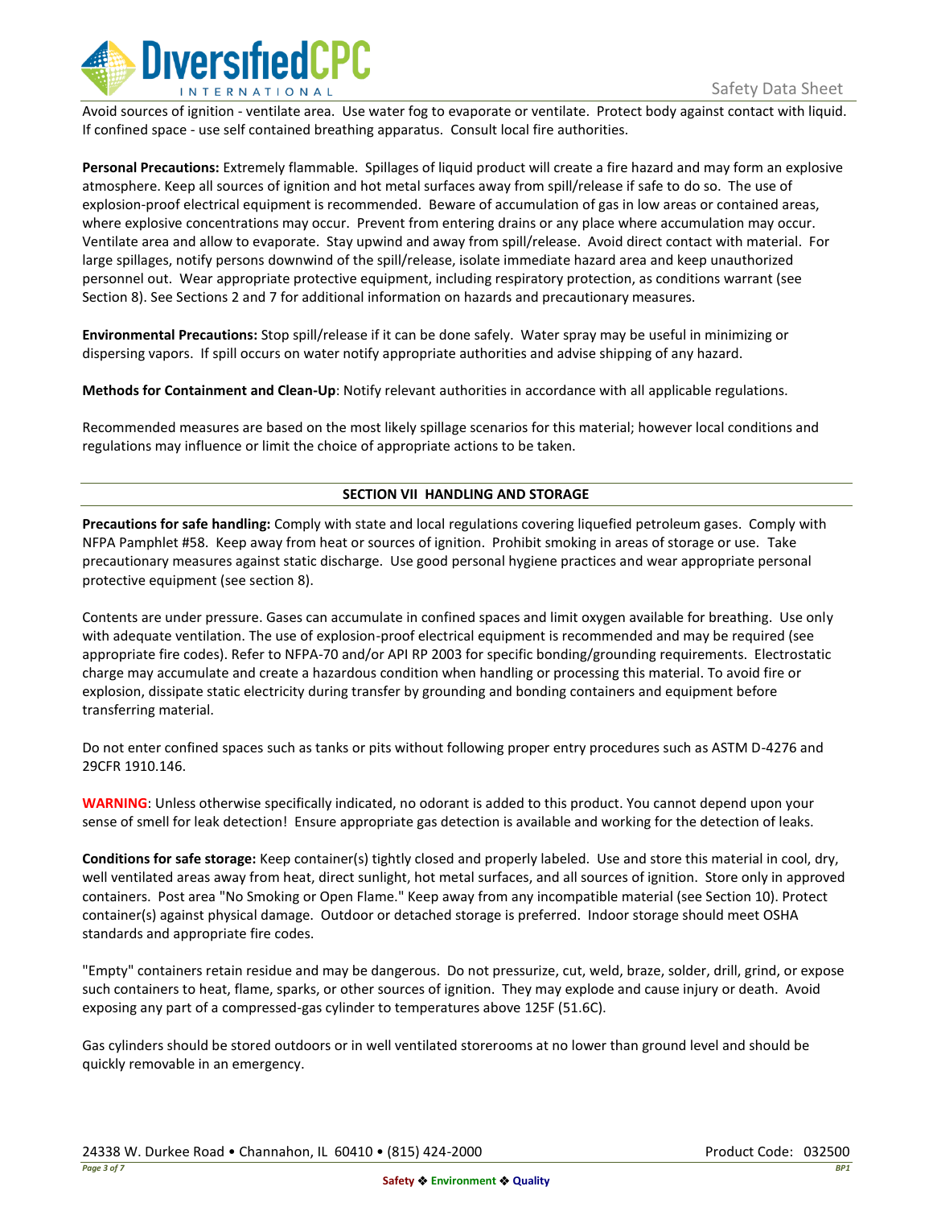Avoid sources of ignition - ventilate area. Use water fog to evaporate or ventilate. Protect body against contact with liquid. If confined space - use self contained breathing apparatus. Consult local fire authorities.

**Personal Precautions:** Extremely flammable. Spillages of liquid product will create a fire hazard and may form an explosive atmosphere. Keep all sources of ignition and hot metal surfaces away from spill/release if safe to do so. The use of explosion-proof electrical equipment is recommended. Beware of accumulation of gas in low areas or contained areas, where explosive concentrations may occur. Prevent from entering drains or any place where accumulation may occur. Ventilate area and allow to evaporate. Stay upwind and away from spill/release. Avoid direct contact with material. For large spillages, notify persons downwind of the spill/release, isolate immediate hazard area and keep unauthorized personnel out. Wear appropriate protective equipment, including respiratory protection, as conditions warrant (see Section 8). See Sections 2 and 7 for additional information on hazards and precautionary measures.

**Environmental Precautions:** Stop spill/release if it can be done safely. Water spray may be useful in minimizing or dispersing vapors. If spill occurs on water notify appropriate authorities and advise shipping of any hazard.

**Methods for Containment and Clean-Up**: Notify relevant authorities in accordance with all applicable regulations.

Recommended measures are based on the most likely spillage scenarios for this material; however local conditions and regulations may influence or limit the choice of appropriate actions to be taken.

## SECTION VII HANDLING AND STORAGE

**Precautions for safe handling:** Comply with state and local regulations covering liquefied petroleum gases. Comply with NFPA Pamphlet #58. Keep away from heat or sources of ignition. Prohibit smoking in areas of storage or use. Take precautionary measures against static discharge. Use good personal hygiene practices and wear appropriate personal protective equipment (see section 8).

Contents are under pressure. Gases can accumulate in confined spaces and limit oxygen available for breathing. Use only with adequate ventilation. The use of explosion-proof electrical equipment is recommended and may be required (see appropriate fire codes). Refer to NFPA-70 and/or API RP 2003 for specific bonding/grounding requirements. Electrostatic charge may accumulate and create a hazardous condition when handling or processing this material. To avoid fire or explosion, dissipate static electricity during transfer by grounding and bonding containers and equipment before transferring material.

Do not enter confined spaces such as tanks or pits without following proper entry procedures such as ASTM D-4276 and 29CFR 1910.146.

**WARNING**: Unless otherwise specifically indicated, no odorant is added to this product. You cannot depend upon your sense of smell for leak detection! Ensure appropriate gas detection is available and working for the detection of leaks.

**Conditions for safe storage:** Keep container(s) tightly closed and properly labeled. Use and store this material in cool, dry, well ventilated areas away from heat, direct sunlight, hot metal surfaces, and all sources of ignition. Store only in approved containers. Post area "No Smoking or Open Flame." Keep away from any incompatible material (see Section 10). Protect container(s) against physical damage. Outdoor or detached storage is preferred. Indoor storage should meet OSHA standards and appropriate fire codes.

"Empty" containers retain residue and may be dangerous. Do not pressurize, cut, weld, braze, solder, drill, grind, or expose such containers to heat, flame, sparks, or other sources of ignition. They may explode and cause injury or death. Avoid exposing any part of a compressed-gas cylinder to temperatures above 125F (51.6C).

Gas cylinders should be stored outdoors or in well ventilated storerooms at no lower than ground level and should be quickly removable in an emergency.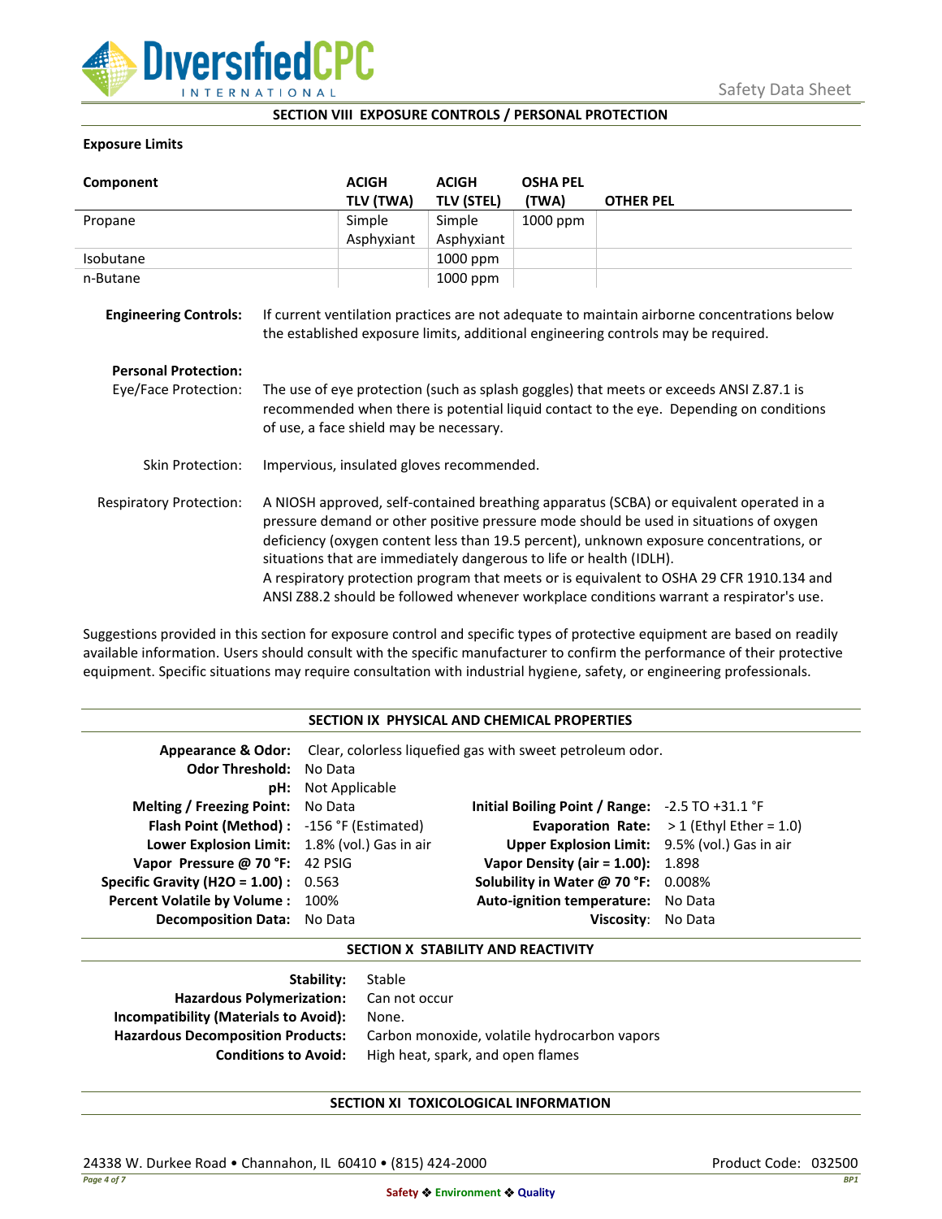## SECTION VIII EXPOSURE CONTROLS / PERSONAL PROTECTION

**Exposure Limits**

| Component | ACIGH TLV (TWA) | ACIGH TLV (STEL) | OSHA PEL (TWA) | OTHER PEL |
|---|---|---|---|---|
| Propane | Simple Asphyxiant | Simple Asphyxiant | 1000 ppm | |
| Isobutane | | 1000 ppm | | |
| n-Butane | | 1000 ppm | | |

**Engineering Controls:** If current ventilation practices are not adequate to maintain airborne concentrations below the established exposure limits, additional engineering controls may be required.

**Personal Protection:**

Eye/Face Protection: The use of eye protection (such as splash goggles) that meets or exceeds ANSI Z.87.1 is recommended when there is potential liquid contact to the eye. Depending on conditions of use, a face shield may be necessary.

Skin Protection: Impervious, insulated gloves recommended.

Respiratory Protection: A NIOSH approved, self-contained breathing apparatus (SCBA) or equivalent operated in a pressure demand or other positive pressure mode should be used in situations of oxygen deficiency (oxygen content less than 19.5 percent), unknown exposure concentrations, or situations that are immediately dangerous to life or health (IDLH).
A respiratory protection program that meets or is equivalent to OSHA 29 CFR 1910.134 and ANSI Z88.2 should be followed whenever workplace conditions warrant a respirator's use.

Suggestions provided in this section for exposure control and specific types of protective equipment are based on readily available information. Users should consult with the specific manufacturer to confirm the performance of their protective equipment. Specific situations may require consultation with industrial hygiene, safety, or engineering professionals.

## SECTION IX PHYSICAL AND CHEMICAL PROPERTIES

**Appearance & Odor:** Clear, colorless liquefied gas with sweet petroleum odor.

**Odor Threshold:** No Data

**pH:** Not Applicable

| Property | Value | Property | Value |
|---|---|---|---|
| **Melting / Freezing Point:** | No Data | **Initial Boiling Point / Range:** | -2.5 TO +31.1 °F |
| **Flash Point (Method) :** | -156 °F (Estimated) | **Evaporation Rate:** | > 1 (Ethyl Ether = 1.0) |
| **Lower Explosion Limit:** | 1.8% (vol.) Gas in air | **Upper Explosion Limit:** | 9.5% (vol.) Gas in air |
| **Vapor Pressure @ 70 °F:** | 42 PSIG | **Vapor Density (air = 1.00):** | 1.898 |
| **Specific Gravity (H2O = 1.00) :** | 0.563 | **Solubility in Water @ 70 °F:** | 0.008% |
| **Percent Volatile by Volume :** | 100% | **Auto-ignition temperature:** | No Data |
| **Decomposition Data:** | No Data | **Viscosity:** | No Data |

## SECTION X STABILITY AND REACTIVITY

**Stability:** Stable

**Hazardous Polymerization:** Can not occur

**Incompatibility (Materials to Avoid):** None.

**Hazardous Decomposition Products:** Carbon monoxide, volatile hydrocarbon vapors

**Conditions to Avoid:** High heat, spark, and open flames

## SECTION XI TOXICOLOGICAL INFORMATION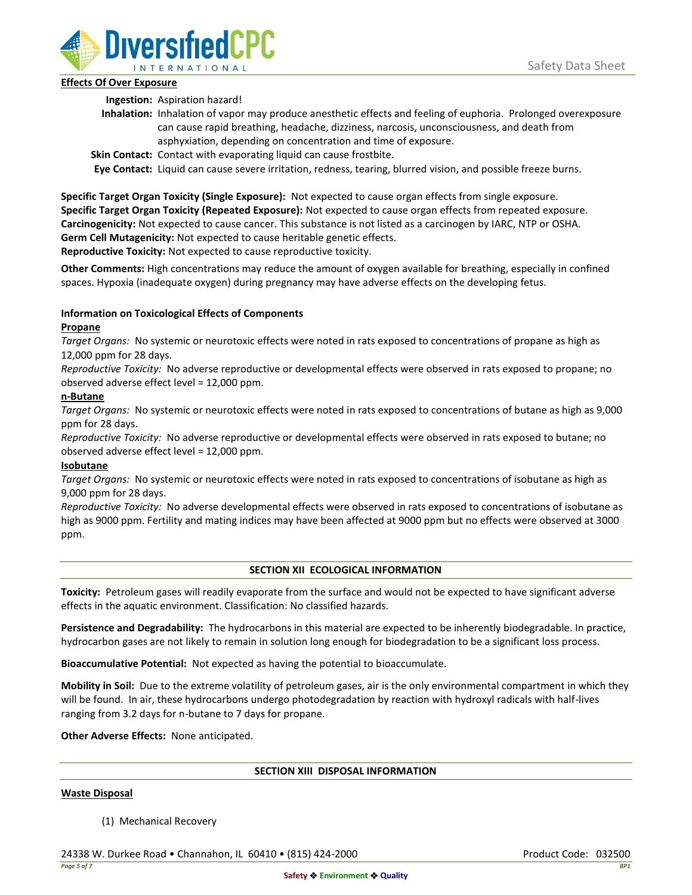**Effects Of Over Exposure**

**Ingestion:** Aspiration hazard!

**Inhalation:** Inhalation of vapor may produce anesthetic effects and feeling of euphoria. Prolonged overexposure can cause rapid breathing, headache, dizziness, narcosis, unconsciousness, and death from asphyxiation, depending on concentration and time of exposure.

**Skin Contact:** Contact with evaporating liquid can cause frostbite.

**Eye Contact:** Liquid can cause severe irritation, redness, tearing, blurred vision, and possible freeze burns.

**Specific Target Organ Toxicity (Single Exposure):** Not expected to cause organ effects from single exposure.
**Specific Target Organ Toxicity (Repeated Exposure):** Not expected to cause organ effects from repeated exposure.
**Carcinogenicity:** Not expected to cause cancer. This substance is not listed as a carcinogen by IARC, NTP or OSHA.
**Germ Cell Mutagenicity:** Not expected to cause heritable genetic effects.
**Reproductive Toxicity:** Not expected to cause reproductive toxicity.

**Other Comments:** High concentrations may reduce the amount of oxygen available for breathing, especially in confined spaces. Hypoxia (inadequate oxygen) during pregnancy may have adverse effects on the developing fetus.

**Information on Toxicological Effects of Components**

**Propane**

*Target Organs:* No systemic or neurotoxic effects were noted in rats exposed to concentrations of propane as high as 12,000 ppm for 28 days.

*Reproductive Toxicity:* No adverse reproductive or developmental effects were observed in rats exposed to propane; no observed adverse effect level = 12,000 ppm.

**n-Butane**

*Target Organs:* No systemic or neurotoxic effects were noted in rats exposed to concentrations of butane as high as 9,000 ppm for 28 days.

*Reproductive Toxicity:* No adverse reproductive or developmental effects were observed in rats exposed to butane; no observed adverse effect level = 12,000 ppm.

**Isobutane**

*Target Organs:* No systemic or neurotoxic effects were noted in rats exposed to concentrations of isobutane as high as 9,000 ppm for 28 days.

*Reproductive Toxicity:* No adverse developmental effects were observed in rats exposed to concentrations of isobutane as high as 9000 ppm. Fertility and mating indices may have been affected at 9000 ppm but no effects were observed at 3000 ppm.

## SECTION XII ECOLOGICAL INFORMATION

**Toxicity:** Petroleum gases will readily evaporate from the surface and would not be expected to have significant adverse effects in the aquatic environment. Classification: No classified hazards.

**Persistence and Degradability:** The hydrocarbons in this material are expected to be inherently biodegradable. In practice, hydrocarbon gases are not likely to remain in solution long enough for biodegradation to be a significant loss process.

**Bioaccumulative Potential:** Not expected as having the potential to bioaccumulate.

**Mobility in Soil:** Due to the extreme volatility of petroleum gases, air is the only environmental compartment in which they will be found. In air, these hydrocarbons undergo photodegradation by reaction with hydroxyl radicals with half-lives ranging from 3.2 days for n-butane to 7 days for propane.

**Other Adverse Effects:** None anticipated.

## SECTION XIII DISPOSAL INFORMATION

**Waste Disposal**

(1) Mechanical Recovery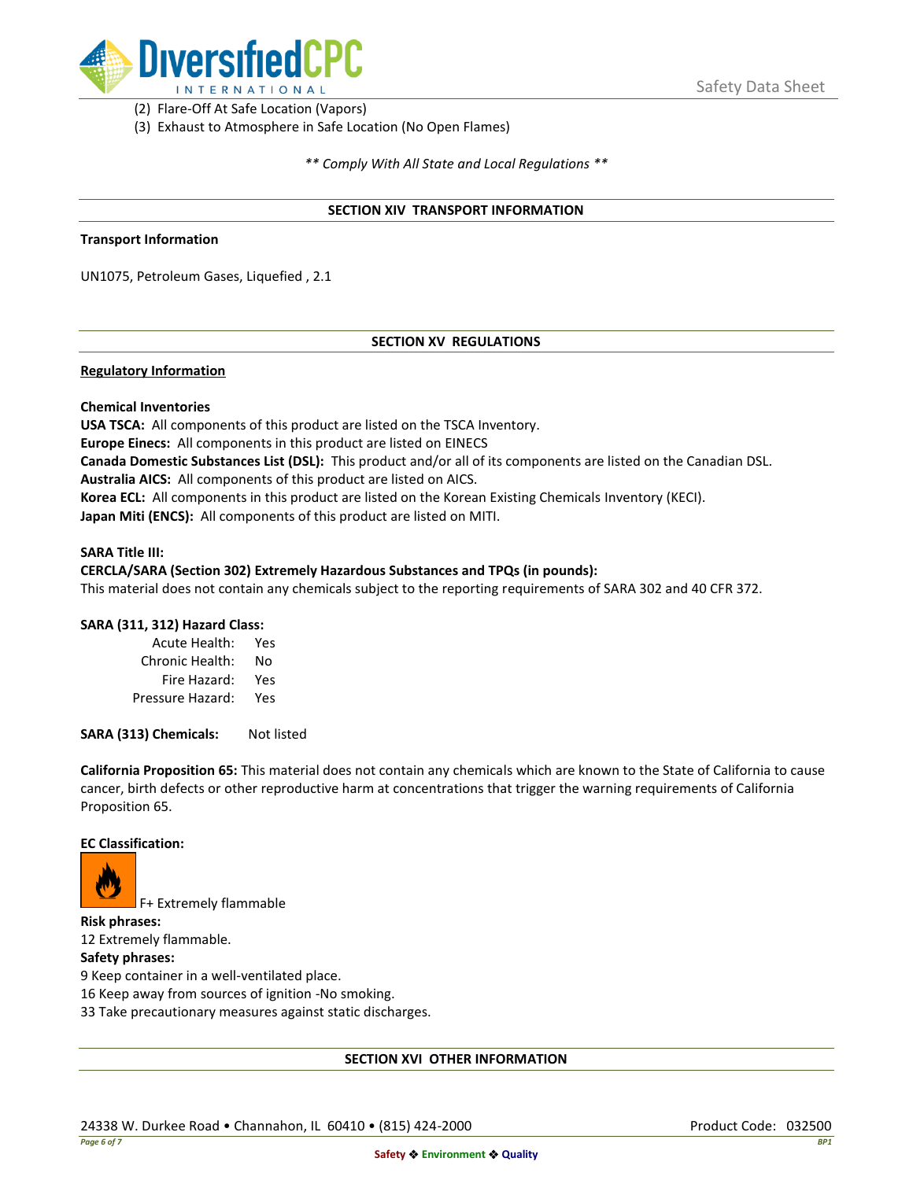(2) Flare-Off At Safe Location (Vapors)
(3) Exhaust to Atmosphere in Safe Location (No Open Flames)

*** Comply With All State and Local Regulations ***

## SECTION XIV TRANSPORT INFORMATION

**Transport Information**

UN1075, Petroleum Gases, Liquefied , 2.1

## SECTION XV REGULATIONS

**Regulatory Information**

**Chemical Inventories**

**USA TSCA:** All components of this product are listed on the TSCA Inventory.
**Europe Einecs:** All components in this product are listed on EINECS
**Canada Domestic Substances List (DSL):** This product and/or all of its components are listed on the Canadian DSL.
**Australia AICS:** All components of this product are listed on AICS.
**Korea ECL:** All components in this product are listed on the Korean Existing Chemicals Inventory (KECI).
**Japan Miti (ENCS):** All components of this product are listed on MITI.

**SARA Title III:**
**CERCLA/SARA (Section 302) Extremely Hazardous Substances and TPQs (in pounds):**
This material does not contain any chemicals subject to the reporting requirements of SARA 302 and 40 CFR 372.

**SARA (311, 312) Hazard Class:**

| | |
|---|---|
| Acute Health: | Yes |
| Chronic Health: | No |
| Fire Hazard: | Yes |
| Pressure Hazard: | Yes |

**SARA (313) Chemicals:** Not listed

**California Proposition 65:** This material does not contain any chemicals which are known to the State of California to cause cancer, birth defects or other reproductive harm at concentrations that trigger the warning requirements of California Proposition 65.

**EC Classification:**

F+ Extremely flammable

**Risk phrases:**
12 Extremely flammable.

**Safety phrases:**
9 Keep container in a well-ventilated place.
16 Keep away from sources of ignition -No smoking.
33 Take precautionary measures against static discharges.

## SECTION XVI OTHER INFORMATION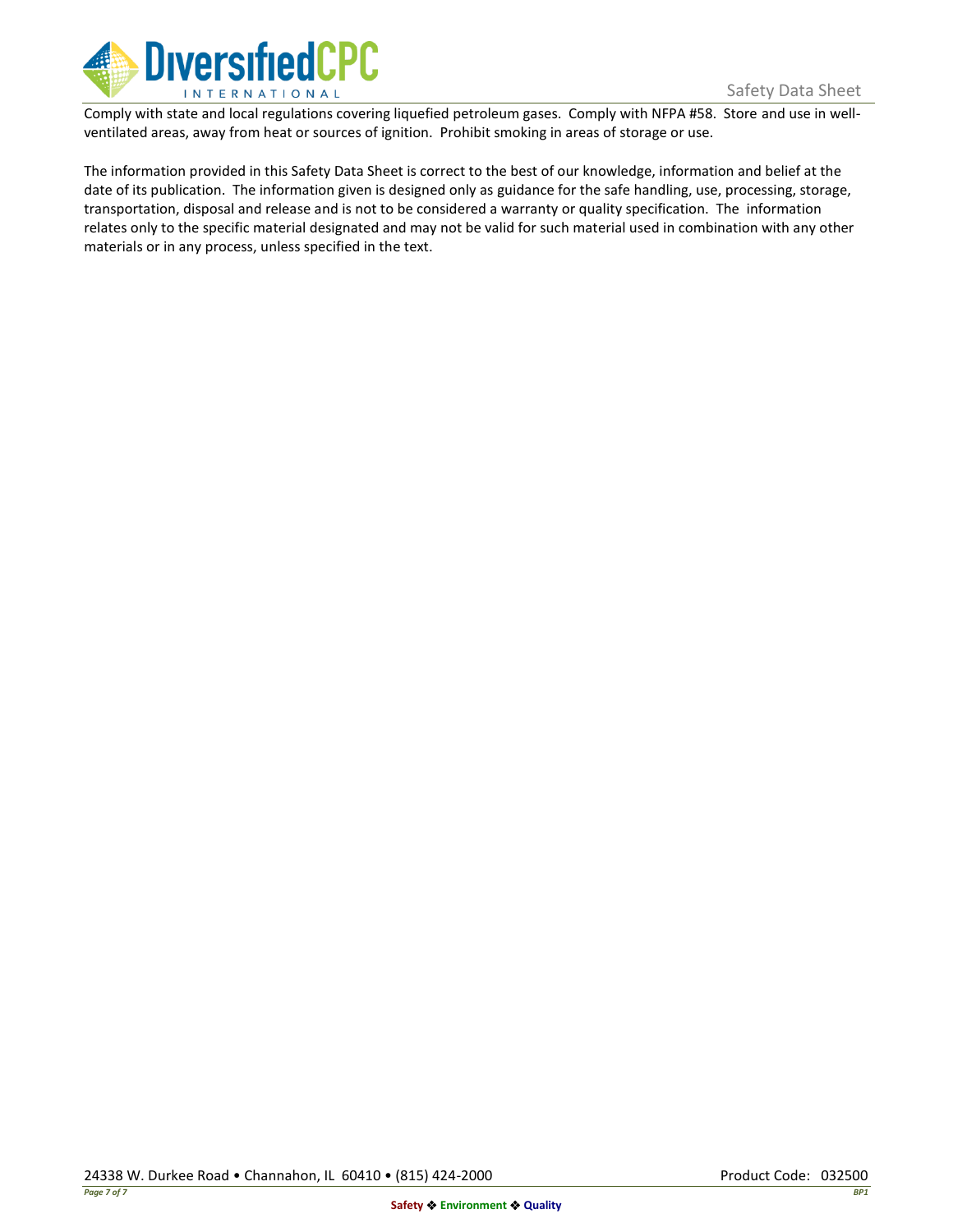Comply with state and local regulations covering liquefied petroleum gases. Comply with NFPA #58. Store and use in well-ventilated areas, away from heat or sources of ignition. Prohibit smoking in areas of storage or use.

The information provided in this Safety Data Sheet is correct to the best of our knowledge, information and belief at the date of its publication. The information given is designed only as guidance for the safe handling, use, processing, storage, transportation, disposal and release and is not to be considered a warranty or quality specification. The information relates only to the specific material designated and may not be valid for such material used in combination with any other materials or in any process, unless specified in the text.